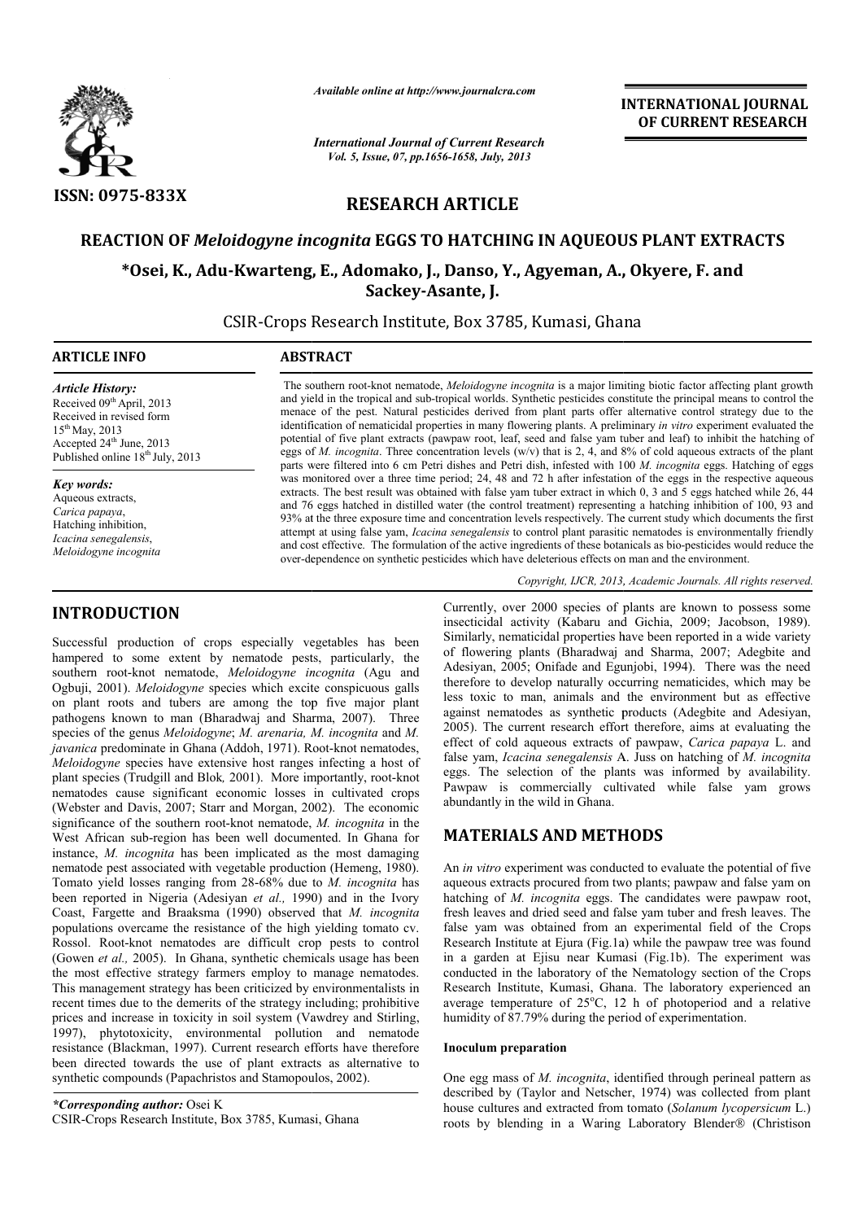# REACTION OF *Meloidogyne incognita* EGGS TO HATCHING IN AQUEOUS PLANT EXTRACTS

**\*Osei, K., Adu-Kwarteng, E., Adomako, J., Danso, Y., Agyeman, A., Okyere, F. and Sackey-Asante, J.**

CSIR-Crops Research Institute, Box 3785, Kumasi, Ghana

## ARTICLE INFO

*Article History:*
Received 09th April, 2013
Received in revised form
15th May, 2013
Accepted 24th June, 2013
Published online 18th July, 2013

*Key words:*
Aqueous extracts,
*Carica papaya*,
Hatching inhibition,
*Icacina senegalensis*,
*Meloidogyne incognita*

## ABSTRACT

The southern root-knot nematode, *Meloidogyne incognita* is a major limiting biotic factor affecting plant growth and yield in the tropical and sub-tropical worlds. Synthetic pesticides constitute the principal means to control the menace of the pest. Natural pesticides derived from plant parts offer alternative control strategy due to the identification of nematicidal properties in many flowering plants. A preliminary *in vitro* experiment evaluated the potential of five plant extracts (pawpaw root, leaf, seed and false yam tuber and leaf) to inhibit the hatching of eggs of *M. incognita*. Three concentration levels (w/v) that is 2, 4, and 8% of cold aqueous extracts of the plant parts were filtered into 6 cm Petri dishes and Petri dish, infested with 100 *M. incognita* eggs. Hatching of eggs was monitored over a three time period; 24, 48 and 72 h after infestation of the eggs in the respective aqueous extracts. The best result was obtained with false yam tuber extract in which 0, 3 and 5 eggs hatched while 26, 44 and 76 eggs hatched in distilled water (the control treatment) representing a hatching inhibition of 100, 93 and 93% at the three exposure time and concentration levels respectively. The current study which documents the first attempt at using false yam, *Icacina senegalensis* to control plant parasitic nematodes is environmentally friendly and cost effective. The formulation of the active ingredients of these botanicals as bio-pesticides would reduce the over-dependence on synthetic pesticides which have deleterious effects on man and the environment.

*Copyright, IJCR, 2013, Academic Journals. All rights reserved.*

## INTRODUCTION

Successful production of crops especially vegetables has been hampered to some extent by nematode pests, particularly, the southern root-knot nematode, *Meloidogyne incognita* (Agu and Ogbuji, 2001). *Meloidogyne* species which excite conspicuous galls on plant roots and tubers are among the top five major plant pathogens known to man (Bharadwaj and Sharma, 2007). Three species of the genus *Meloidogyne*; *M. arenaria, M. incognita* and *M. javanica* predominate in Ghana (Addoh, 1971). Root-knot nematodes, *Meloidogyne* species have extensive host ranges infecting a host of plant species (Trudgill and Blok*,* 2001). More importantly, root-knot nematodes cause significant economic losses in cultivated crops (Webster and Davis, 2007; Starr and Morgan, 2002). The economic significance of the southern root-knot nematode, *M. incognita* in the West African sub-region has been well documented. In Ghana for instance, *M. incognita* has been implicated as the most damaging nematode pest associated with vegetable production (Hemeng, 1980). Tomato yield losses ranging from 28-68% due to *M. incognita* has been reported in Nigeria (Adesiyan *et al.,* 1990) and in the Ivory Coast, Fargette and Braaksma (1990) observed that *M. incognita* populations overcame the resistance of the high yielding tomato cv. Rossol. Root-knot nematodes are difficult crop pests to control (Gowen *et al.,* 2005). In Ghana, synthetic chemicals usage has been the most effective strategy farmers employ to manage nematodes. This management strategy has been criticized by environmentalists in recent times due to the demerits of the strategy including; prohibitive prices and increase in toxicity in soil system (Vawdrey and Stirling, 1997), phytotoxicity, environmental pollution and nematode resistance (Blackman, 1997). Current research efforts have therefore been directed towards the use of plant extracts as alternative to synthetic compounds (Papachristos and Stamopoulos, 2002).

Currently, over 2000 species of plants are known to possess some insecticidal activity (Kabaru and Gichia, 2009; Jacobson, 1989). Similarly, nematicidal properties have been reported in a wide variety of flowering plants (Bharadwaj and Sharma, 2007; Adegbite and Adesiyan, 2005; Onifade and Egunjobi, 1994). There was the need therefore to develop naturally occurring nematicides, which may be less toxic to man, animals and the environment but as effective against nematodes as synthetic products (Adegbite and Adesiyan, 2005). The current research effort therefore, aims at evaluating the effect of cold aqueous extracts of pawpaw, *Carica papaya* L. and false yam, *Icacina senegalensis* A. Juss on hatching of *M. incognita* eggs. The selection of the plants was informed by availability. Pawpaw is commercially cultivated while false yam grows abundantly in the wild in Ghana.

## MATERIALS AND METHODS

An *in vitro* experiment was conducted to evaluate the potential of five aqueous extracts procured from two plants; pawpaw and false yam on hatching of *M. incognita* eggs. The candidates were pawpaw root, fresh leaves and dried seed and false yam tuber and fresh leaves. The false yam was obtained from an experimental field of the Crops Research Institute at Ejura (Fig.1a) while the pawpaw tree was found in a garden at Ejisu near Kumasi (Fig.1b). The experiment was conducted in the laboratory of the Nematology section of the Crops Research Institute, Kumasi, Ghana. The laboratory experienced an average temperature of 25°C, 12 h of photoperiod and a relative humidity of 87.79% during the period of experimentation.

### Inoculum preparation

One egg mass of *M. incognita*, identified through perineal pattern as described by (Taylor and Netscher, 1974) was collected from plant house cultures and extracted from tomato (*Solanum lycopersicum* L.) roots by blending in a Waring Laboratory Blender® (Christison

---

*\*Corresponding author:* Osei K
CSIR-Crops Research Institute, Box 3785, Kumasi, Ghana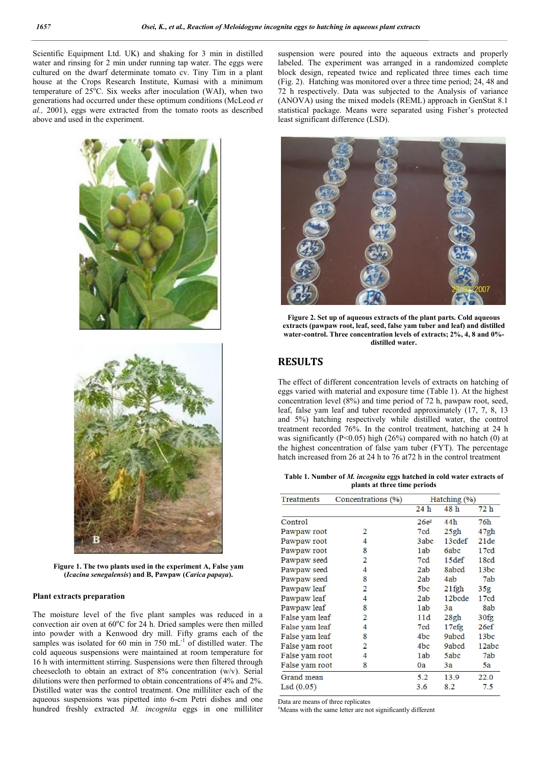Scientific Equipment Ltd. UK) and shaking for 3 min in distilled water and rinsing for 2 min under running tap water. The eggs were cultured on the dwarf determinate tomato cv. Tiny Tim in a plant house at the Crops Research Institute, Kumasi with a minimum temperature of 25°C. Six weeks after inoculation (WAI), when two generations had occurred under these optimum conditions (McLeod *et al.,* 2001), eggs were extracted from the tomato roots as described above and used in the experiment.

**Figure 1. The two plants used in the experiment A, False yam (*Icacina senegalensis*) and B, Pawpaw (*Carica papaya*).**

#### Plant extracts preparation

The moisture level of the five plant samples was reduced in a convection air oven at 60°C for 24 h. Dried samples were then milled into powder with a Kenwood dry mill. Fifty grams each of the samples was isolated for 60 min in 750 $mL^{-1}$ of distilled water. The cold aqueous suspensions were maintained at room temperature for 16 h with intermittent stirring. Suspensions were then filtered through cheesecloth to obtain an extract of 8% concentration (w/v). Serial dilutions were then performed to obtain concentrations of 4% and 2%. Distilled water was the control treatment. One milliliter each of the aqueous suspensions was pipetted into 6-cm Petri dishes and one hundred freshly extracted *M. incognita* eggs in one milliliter suspension were poured into the aqueous extracts and properly labeled. The experiment was arranged in a randomized complete block design, repeated twice and replicated three times each time (Fig. 2). Hatching was monitored over a three time period; 24, 48 and 72 h respectively. Data was subjected to the Analysis of variance (ANOVA) using the mixed models (REML) approach in GenStat 8.1 statistical package. Means were separated using Fisher's protected least significant difference (LSD).

**Figure 2. Set up of aqueous extracts of the plant parts. Cold aqueous extracts (pawpaw root, leaf, seed, false yam tuber and leaf) and distilled water-control. Three concentration levels of extracts; 2%, 4, 8 and 0%-distilled water.**

## RESULTS

The effect of different concentration levels of extracts on hatching of eggs varied with material and exposure time (Table 1). At the highest concentration level (8%) and time period of 72 h, pawpaw root, seed, leaf, false yam leaf and tuber recorded approximately (17, 7, 8, 13 and 5%) hatching respectively while distilled water, the control treatment recorded 76%. In the control treatment, hatching at 24 h was significantly ($P<0.05$) high (26%) compared with no hatch (0) at the highest concentration of false yam tuber (FYT). The percentage hatch increased from 26 at 24 h to 76 at72 h in the control treatment

**Table 1. Number of *M. incognita* eggs hatched in cold water extracts of plants at three time periods**

| Treatments | Concentrations (%) | Hatching (%) | | |
|---|---|---|---|---|
| | | 24 h | 48 h | 72 h |
| Control | | 26e[z] | 44h | 76h |
| Pawpaw root | 2 | 7cd | 25gh | 47gh |
| Pawpaw root | 4 | 3abc | 13cdef | 21de |
| Pawpaw root | 8 | 1ab | 6abc | 17cd |
| Pawpaw seed | 2 | 7cd | 15def | 18cd |
| Pawpaw seed | 4 | 2ab | 8abcd | 13bc |
| Pawpaw seed | 8 | 2ab | 4ab | 7ab |
| Pawpaw leaf | 2 | 5bc | 21fgh | 35g |
| Pawpaw leaf | 4 | 2ab | 12bcde | 17cd |
| Pawpaw leaf | 8 | 1ab | 3a | 8ab |
| False yam leaf | 2 | 11d | 28gh | 30fg |
| False yam leaf | 4 | 7cd | 17efg | 26ef |
| False yam leaf | 8 | 4bc | 9abcd | 13bc |
| False yam root | 2 | 4bc | 9abcd | 12abc |
| False yam root | 4 | 1ab | 5abc | 7ab |
| False yam root | 8 | 0a | 3a | 5a |
| Grand mean | | 5.2 | 13.9 | 22.0 |
| Lsd (0.05) | | 3.6 | 8.2 | 7.5 |

Data are means of three replicates

[z]Means with the same letter are not significantly different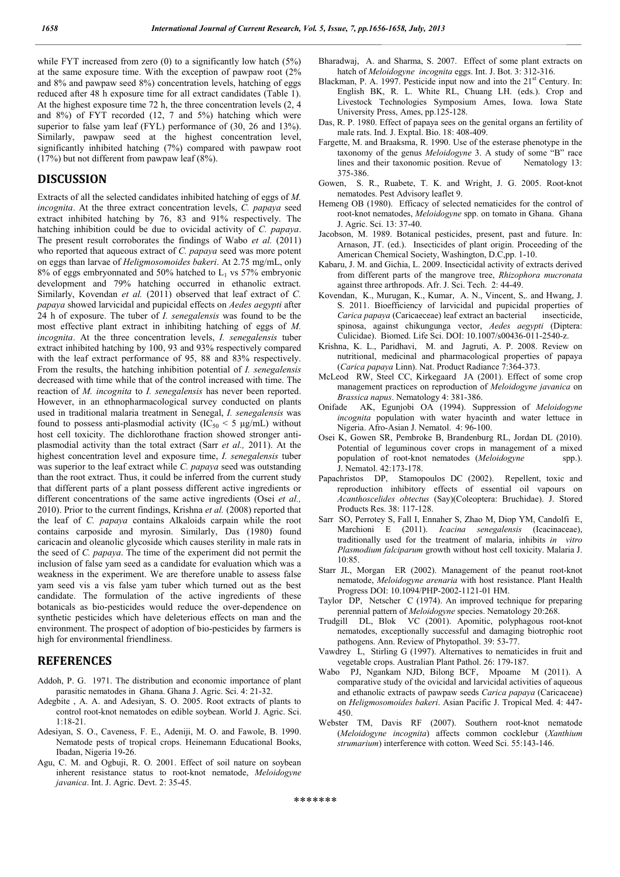while FYT increased from zero (0) to a significantly low hatch (5%) at the same exposure time. With the exception of pawpaw root (2% and 8% and pawpaw seed 8%) concentration levels, hatching of eggs reduced after 48 h exposure time for all extract candidates (Table 1). At the highest exposure time 72 h, the three concentration levels (2, 4 and 8%) of FYT recorded (12, 7 and 5%) hatching which were superior to false yam leaf (FYL) performance of (30, 26 and 13%). Similarly, pawpaw seed at the highest concentration level, significantly inhibited hatching (7%) compared with pawpaw root (17%) but not different from pawpaw leaf (8%).

## DISCUSSION

Extracts of all the selected candidates inhibited hatching of eggs of *M. incognita*. At the three extract concentration levels, *C. papaya* seed extract inhibited hatching by 76, 83 and 91% respectively. The hatching inhibition could be due to ovicidal activity of *C. papaya*. The present result corroborates the findings of Wabo *et al.* (2011) who reported that aqueous extract of *C. papaya* seed was more potent on eggs than larvae of *Heligmosomoides bakeri*. At 2.75 mg/mL, only 8% of eggs embryonnated and 50% hatched to $L_1$ vs 57% embryonic development and 79% hatching occurred in ethanolic extract. Similarly, Kovendan *et al.* (2011) observed that leaf extract of *C. papaya* showed larvicidal and pupicidal effects on *Aedes aegypti* after 24 h of exposure. The tuber of *I. senegalensis* was found to be the most effective plant extract in inhibiting hatching of eggs of *M. incognita*. At the three concentration levels, *I. senegalensis* tuber extract inhibited hatching by 100, 93 and 93% respectively compared with the leaf extract performance of 95, 88 and 83% respectively. From the results, the hatching inhibition potential of *I. senegalensis* decreased with time while that of the control increased with time. The reaction of *M. incognita* to *I. senegalensis* has never been reported. However, in an ethnopharmacological survey conducted on plants used in traditional malaria treatment in Senegal, *I. senegalensis* was found to possess anti-plasmodial activity ($IC_{50} < 5$ µg/mL) without host cell toxicity. The dichlorothane fraction showed stronger anti-plasmodial activity than the total extract (Sarr *et al.,* 2011). At the highest concentration level and exposure time, *I. senegalensis* tuber was superior to the leaf extract while *C. papaya* seed was outstanding than the root extract. Thus, it could be inferred from the current study that different parts of a plant possess different active ingredients or different concentrations of the same active ingredients (Osei *et al.,* 2010). Prior to the current findings, Krishna *et al.* (2008) reported that the leaf of *C. papaya* contains Alkaloids carpain while the root contains carposide and myrosin. Similarly, Das (1980) found caricacin and oleanolic glycoside which causes sterility in male rats in the seed of *C. papaya*. The time of the experiment did not permit the inclusion of false yam seed as a candidate for evaluation which was a weakness in the experiment. We are therefore unable to assess false yam seed vis a vis false yam tuber which turned out as the best candidate. The formulation of the active ingredients of these botanicals as bio-pesticides would reduce the over-dependence on synthetic pesticides which have deleterious effects on man and the environment. The prospect of adoption of bio-pesticides by farmers is high for environmental friendliness.

## REFERENCES

- Addoh, P. G. 1971. The distribution and economic importance of plant parasitic nematodes in Ghana. Ghana J. Agric. Sci. 4: 21-32.
- Adegbite , A. A. and Adesiyan, S. O. 2005. Root extracts of plants to control root-knot nematodes on edible soybean. World J. Agric. Sci. 1:18-21.
- Adesiyan, S. O., Caveness, F. E., Adeniji, M. O. and Fawole, B. 1990. Nematode pests of tropical crops. Heinemann Educational Books, Ibadan, Nigeria 19-26.
- Agu, C. M. and Ogbuji, R. O. 2001. Effect of soil nature on soybean inherent resistance status to root-knot nematode, *Meloidogyne javanica*. Int. J. Agric. Devt. 2: 35-45.
- Bharadwaj, A. and Sharma, S. 2007. Effect of some plant extracts on hatch of *Meloidogyne incognita* eggs. Int. J. Bot. 3: 312-316.
- Blackman, P. A. 1997. Pesticide input now and into the 21st Century. In: English BK, R. L. White RL, Chuang LH. (eds.). Crop and Livestock Technologies Symposium Ames, Iowa. Iowa State University Press, Ames, pp.125-128.
- Das, R. P. 1980. Effect of papaya sees on the genital organs an fertility of male rats. Ind. J. Exptal. Bio. 18: 408-409.
- Fargette, M. and Braaksma, R. 1990. Use of the esterase phenotype in the taxonomy of the genus *Meloidogyne* 3. A study of some "B" race lines and their taxonomic position. Revue of Nematology 13: 375-386.
- Gowen, S. R., Ruabete, T. K. and Wright, J. G. 2005. Root-knot nematodes. Pest Advisory leaflet 9.
- Hemeng OB (1980). Efficacy of selected nematicides for the control of root-knot nematodes, *Meloidogyne* spp. on tomato in Ghana. Ghana J. Agric. Sci. 13: 37-40.
- Jacobson, M. 1989. Botanical pesticides, present, past and future. In: Arnason, JT. (ed.). Insecticides of plant origin. Proceeding of the American Chemical Society, Washington, D.C,pp. 1-10.
- Kabaru, J. M. and Gichia, L. 2009. Insecticidal activity of extracts derived from different parts of the mangrove tree, *Rhizophora mucronata* against three arthropods. Afr. J. Sci. Tech. 2: 44-49.
- Kovendan, K., Murugan, K., Kumar, A. N., Vincent, S,. and Hwang, J. S. 2011. Bioefficiency of larvicidal and pupicidal properties of *Carica papaya* (Caricaceae) leaf extract an bacterial insecticide, spinosa, against chikungunga vector, *Aedes aegypti* (Diptera: Culicidae). Biomed. Life Sci. DOI: 10.1007/s00436-011-2540-z.
- Krishna, K. L., Paridhavi, M. and Jagruti, A. P. 2008. Review on nutritional, medicinal and pharmacological properties of papaya (*Carica papaya* Linn). Nat. Product Radiance 7:364-373.
- McLeod RW, Steel CC, Kirkegaard JA (2001). Effect of some crop management practices on reproduction of *Meloidogyne javanica* on *Brassica napus*. Nematology 4: 381-386.
- Onifade AK, Egunjobi OA (1994). Suppression of *Meloidogyne incognita* population with water hyacinth and water lettuce in Nigeria. Afro-Asian J. Nematol. 4: 96-100.
- Osei K, Gowen SR, Pembroke B, Brandenburg RL, Jordan DL (2010). Potential of leguminous cover crops in management of a mixed population of root-knot nematodes (*Meloidogyne* spp.). J. Nematol. 42:173-178.
- Papachristos DP, Stamopoulos DC (2002). Repellent, toxic and reproduction inhibitory effects of essential oil vapours on *Acanthoscelides obtectus* (Say)(Coleoptera: Bruchidae). J. Stored Products Res. 38: 117-128.
- Sarr SO, Perrotey S, Fall I, Ennaher S, Zhao M, Diop YM, Candolfi E, Marchioni E (2011). *Icacina senegalensis* (Icacinaceae), traditionally used for the treatment of malaria, inhibits *in vitro Plasmodium falciparum* growth without host cell toxicity. Malaria J. 10:85.
- Starr JL, Morgan ER (2002). Management of the peanut root-knot nematode, *Meloidogyne arenaria* with host resistance. Plant Health Progress DOI: 10.1094/PHP-2002-1121-01 HM.
- Taylor DP, Netscher C (1974). An improved technique for preparing perennial pattern of *Meloidogyne* species. Nematology 20:268.
- Trudgill DL, Blok VC (2001). Apomitic, polyphagous root-knot nematodes, exceptionally successful and damaging biotrophic root pathogens. Ann. Review of Phytopathol. 39: 53-77.
- Vawdrey L, Stirling G (1997). Alternatives to nematicides in fruit and vegetable crops. Australian Plant Pathol. 26: 179-187.
- Wabo PJ, Ngankam NJD, Bilong BCF, Mpoame M (2011). A comparative study of the ovicidal and larvicidal activities of aqueous and ethanolic extracts of pawpaw seeds *Carica papaya* (Caricaceae) on *Heligmosomoides bakeri*. Asian Pacific J. Tropical Med. 4: 447-450.
- Webster TM, Davis RF (2007). Southern root-knot nematode (*Meloidogyne incognita*) affects common cocklebur (*Xanthium strumarium*) interference with cotton. Weed Sci. 55:143-146.

\*\*\*\*\*\*\*